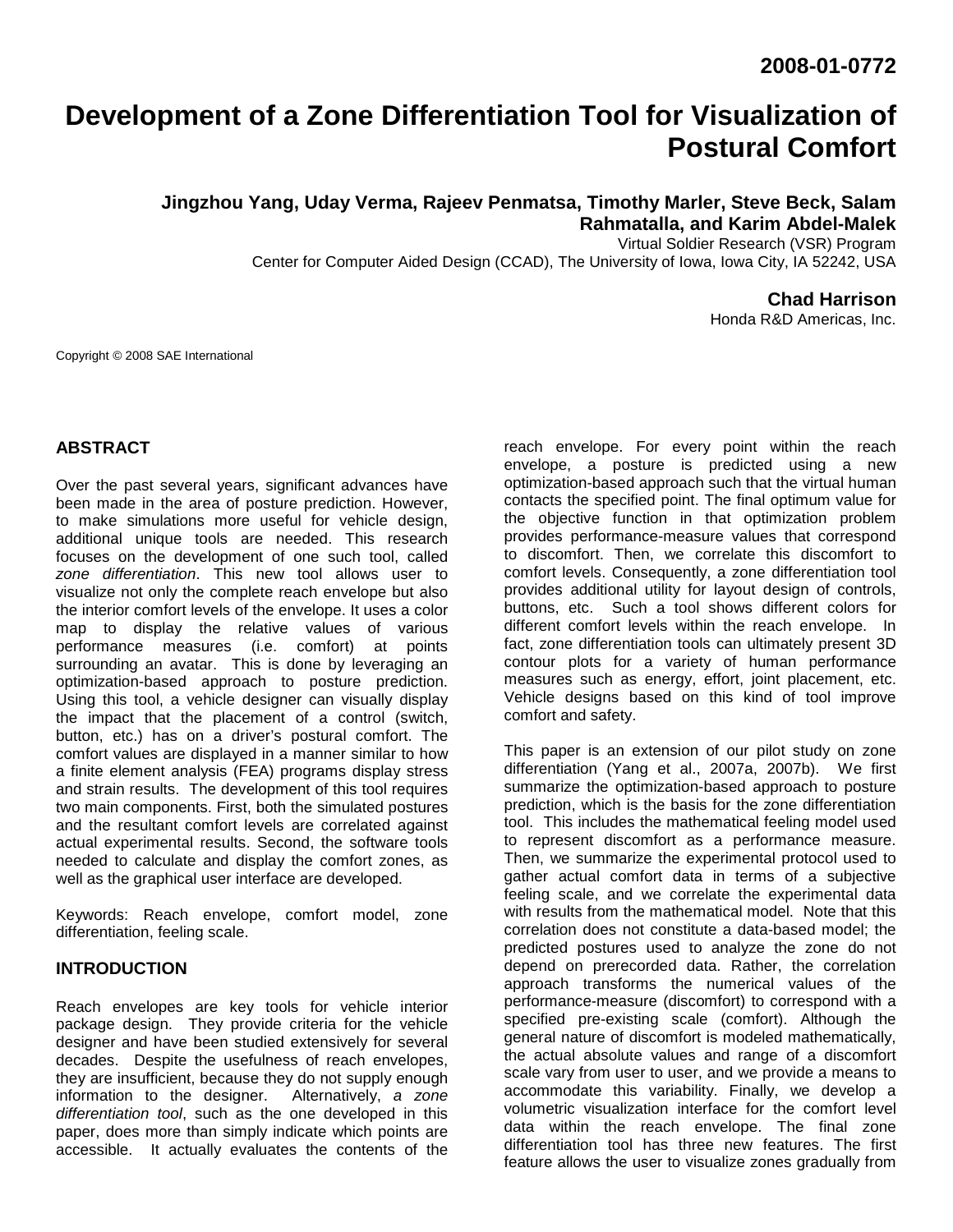2008-01-0772

# Development of a Zone Differentiation Tool for Visualization of Postural Comfort

**Jingzhou Yang, Uday Verma, Rajeev Penmatsa, Timothy Marler, Steve Beck, Salam Rahmatalla, and Karim Abdel-Malek**

Virtual Soldier Research (VSR) Program
Center for Computer Aided Design (CCAD), The University of Iowa, Iowa City, IA 52242, USA

**Chad Harrison**

Honda R&D Americas, Inc.

Copyright © 2008 SAE International

## ABSTRACT

Over the past several years, significant advances have been made in the area of posture prediction. However, to make simulations more useful for vehicle design, additional unique tools are needed. This research focuses on the development of one such tool, called *zone differentiation*. This new tool allows user to visualize not only the complete reach envelope but also the interior comfort levels of the envelope. It uses a color map to display the relative values of various performance measures (i.e. comfort) at points surrounding an avatar. This is done by leveraging an optimization-based approach to posture prediction. Using this tool, a vehicle designer can visually display the impact that the placement of a control (switch, button, etc.) has on a driver's postural comfort. The comfort values are displayed in a manner similar to how a finite element analysis (FEA) programs display stress and strain results. The development of this tool requires two main components. First, both the simulated postures and the resultant comfort levels are correlated against actual experimental results. Second, the software tools needed to calculate and display the comfort zones, as well as the graphical user interface are developed.

Keywords: Reach envelope, comfort model, zone differentiation, feeling scale.

## INTRODUCTION

Reach envelopes are key tools for vehicle interior package design. They provide criteria for the vehicle designer and have been studied extensively for several decades. Despite the usefulness of reach envelopes, they are insufficient, because they do not supply enough information to the designer. Alternatively, *a zone differentiation tool*, such as the one developed in this paper, does more than simply indicate which points are accessible. It actually evaluates the contents of the reach envelope. For every point within the reach envelope, a posture is predicted using a new optimization-based approach such that the virtual human contacts the specified point. The final optimum value for the objective function in that optimization problem provides performance-measure values that correspond to discomfort. Then, we correlate this discomfort to comfort levels. Consequently, a zone differentiation tool provides additional utility for layout design of controls, buttons, etc. Such a tool shows different colors for different comfort levels within the reach envelope. In fact, zone differentiation tools can ultimately present 3D contour plots for a variety of human performance measures such as energy, effort, joint placement, etc. Vehicle designs based on this kind of tool improve comfort and safety.

This paper is an extension of our pilot study on zone differentiation (Yang et al., 2007a, 2007b). We first summarize the optimization-based approach to posture prediction, which is the basis for the zone differentiation tool. This includes the mathematical feeling model used to represent discomfort as a performance measure. Then, we summarize the experimental protocol used to gather actual comfort data in terms of a subjective feeling scale, and we correlate the experimental data with results from the mathematical model. Note that this correlation does not constitute a data-based model; the predicted postures used to analyze the zone do not depend on prerecorded data. Rather, the correlation approach transforms the numerical values of the performance-measure (discomfort) to correspond with a specified pre-existing scale (comfort). Although the general nature of discomfort is modeled mathematically, the actual absolute values and range of a discomfort scale vary from user to user, and we provide a means to accommodate this variability. Finally, we develop a volumetric visualization interface for the comfort level data within the reach envelope. The final zone differentiation tool has three new features. The first feature allows the user to visualize zones gradually from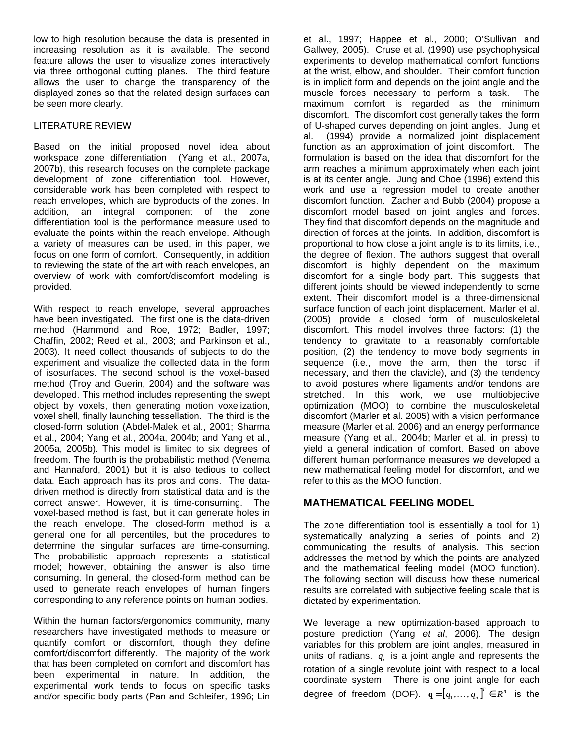low to high resolution because the data is presented in increasing resolution as it is available. The second feature allows the user to visualize zones interactively via three orthogonal cutting planes. The third feature allows the user to change the transparency of the displayed zones so that the related design surfaces can be seen more clearly.

LITERATURE REVIEW

Based on the initial proposed novel idea about workspace zone differentiation (Yang et al., 2007a, 2007b), this research focuses on the complete package development of zone differentiation tool. However, considerable work has been completed with respect to reach envelopes, which are byproducts of the zones. In addition, an integral component of the zone differentiation tool is the performance measure used to evaluate the points within the reach envelope. Although a variety of measures can be used, in this paper, we focus on one form of comfort. Consequently, in addition to reviewing the state of the art with reach envelopes, an overview of work with comfort/discomfort modeling is provided.

With respect to reach envelope, several approaches have been investigated. The first one is the data-driven method (Hammond and Roe, 1972; Badler, 1997; Chaffin, 2002; Reed et al., 2003; and Parkinson et al., 2003). It need collect thousands of subjects to do the experiment and visualize the collected data in the form of isosurfaces. The second school is the voxel-based method (Troy and Guerin, 2004) and the software was developed. This method includes representing the swept object by voxels, then generating motion voxelization, voxel shell, finally launching tessellation. The third is the closed-form solution (Abdel-Malek et al., 2001; Sharma et al., 2004; Yang et al., 2004a, 2004b; and Yang et al., 2005a, 2005b). This model is limited to six degrees of freedom. The fourth is the probabilistic (Venema and Hannaford, 2001) but it is also tedious to collect data. Each approach has its pros and cons. The data-driven method is directly from statistical data and is the correct answer. However, it is time-consuming. The voxel-based method is fast, but it can generate holes in the reach envelope. The closed-form method is a general one for all percentiles, but the procedures to determine the singular surfaces are time-consuming. The probabilistic approach represents a statistical model; however, obtaining the answer is also time consuming. In general, the closed-form method can be used to generate reach envelopes of human fingers corresponding to any reference points on human bodies.

Within the human factors/ergonomics community, many researchers have investigated methods to measure or quantify comfort or discomfort, though they define comfort/discomfort differently. The majority of the work that has been completed on comfort and discomfort has been experimental in nature. In addition, the experimental work tends to focus on specific tasks and/or specific body parts (Pan and Schleifer, 1996; Lin et al., 1997; Happee et al., 2000; O'Sullivan and Gallwey, 2005). Cruse et al. (1990) use psychophysical experiments to develop mathematical comfort functions at the wrist, elbow, and shoulder. Their comfort function is in implicit form and depends on the joint angle and the muscle forces necessary to perform a task. The maximum comfort is regarded as the minimum discomfort. The discomfort cost generally takes the form of U-shaped curves depending on joint angles. Jung et al. (1994) provide a normalized joint displacement function as an approximation of joint discomfort. The formulation is based on the idea that discomfort for the arm reaches a minimum approximately when each joint is at its center angle. Jung and Choe (1996) extend this work and use a regression model to create another discomfort function. Zacher and Bubb (2004) propose a discomfort model based on joint angles and forces. They find that discomfort depends on the magnitude and direction of forces at the joints. In addition, discomfort is proportional to how close a joint angle is to its limits, i.e., the degree of flexion. The authors suggest that overall discomfort is highly dependent on the maximum discomfort for a single body part. This suggests that different joints should be viewed independently to some extent. Their discomfort model is a three-dimensional surface function of each joint displacement. Marler et al. (2005) provide a closed form of musculoskeletal discomfort. This model involves three factors: (1) the tendency to gravitate to a reasonably comfortable position, (2) the tendency to move body segments in sequence (i.e., move the arm, then the torso if necessary, and then the clavicle), and (3) the tendency to avoid postures where ligaments and/or tendons are stretched. In this work, we use multiobjective optimization (MOO) to combine the musculoskeletal discomfort (Marler et al. 2005) with a vision performance measure (Marler et al. 2006) and an energy performance measure (Yang et al., 2004b; Marler et al. in press) to yield a general indication of comfort. Based on above different human performance measures we developed a new mathematical feeling model for discomfort, and we refer to this as the MOO function.

## MATHEMATICAL FEELING MODEL

The zone differentiation tool is essentially a tool for 1) systematically analyzing a series of points and 2) communicating the results of analysis. This section addresses the method by which the points are analyzed and the mathematical feeling model (MOO function). The following section will discuss how these numerical results are correlated with subjective feeling scale that is dictated by experimentation.

We leverage a new optimization-based approach to posture prediction (Yang *et al*, 2006). The design variables for this problem are joint angles, measured in units of radians. $q_i$ is a joint angle and represents the rotation of a single revolute joint with respect to a local coordinate system. There is one joint angle for each degree of freedom (DOF). $\mathbf{q} = [q_1, \ldots, q_n]^T \in R^n$ is the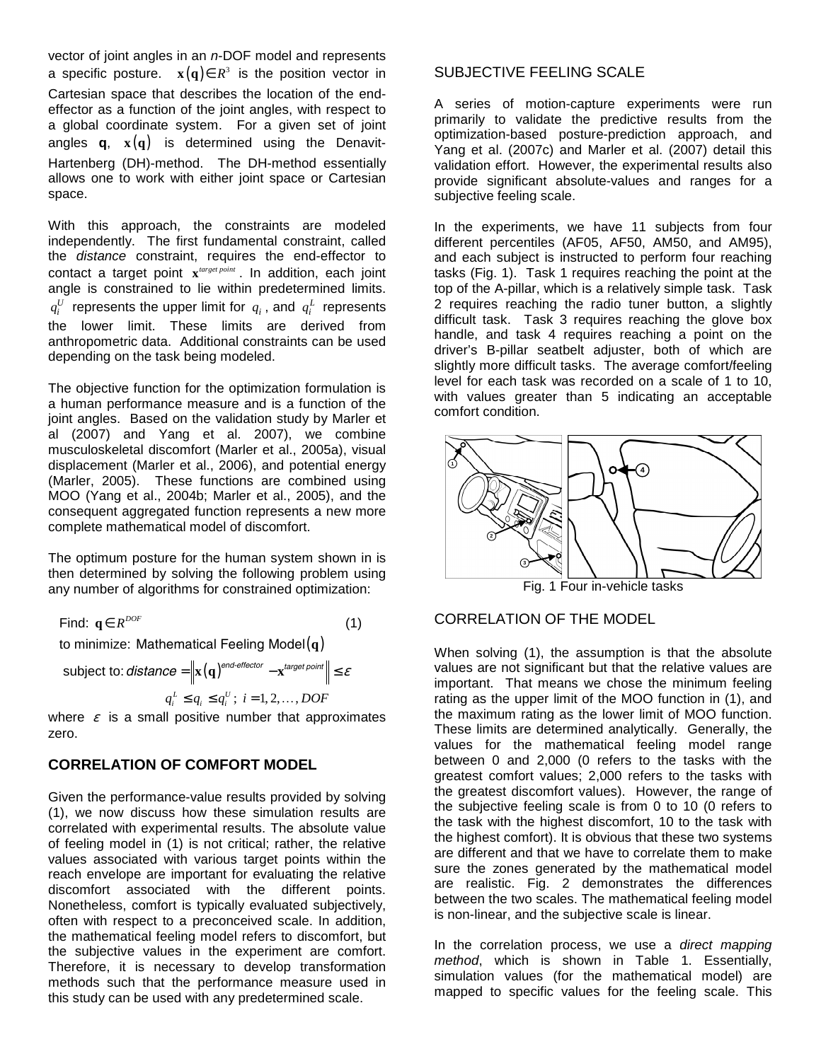vector of joint angles in an *n*-DOF model and represents a specific posture. $\mathbf{x}(\mathbf{q}) \in R^3$ is the position vector in Cartesian space that describes the location of the end-effector as a function of the joint angles, with respect to a global coordinate system. For a given set of joint angles $\mathbf{q}$, $\mathbf{x}(\mathbf{q})$ is determined using the Denavit-Hartenberg (DH)-method. The DH-method essentially allows one to work with either joint space or Cartesian space.

With this approach, the constraints are modeled independently. The first fundamental constraint, called the *distance* constraint, requires the end-effector to contact a target point $\mathbf{x}^{target\ point}$. In addition, each joint angle is constrained to lie within predetermined limits. $q_i^U$ represents the upper limit for $q_i$, and $q_i^L$ represents the lower limit. These limits are derived from anthropometric data. Additional constraints can be used depending on the task being modeled.

The objective function for the optimization formulation is a human performance measure and is a function of the joint angles. Based on the validation study by Marler et al (2007) and Yang et al. 2007), we combine musculoskeletal discomfort (Marler et al., 2005a), visual displacement (Marler et al., 2006), and potential energy (Marler, 2005). These functions are combined using MOO (Yang et al., 2004b; Marler et al., 2005), and the consequent aggregated function represents a new more complete mathematical model of discomfort.

The optimum posture for the human system shown in is then determined by solving the following problem using any number of algorithms for constrained optimization:

$$\text{Find: } \mathbf{q} \in R^{DOF} \tag{1}$$

$$\text{to minimize: Mathematical Feeling Model}(\mathbf{q})$$

$$\text{subject to: } distance = \left\| \mathbf{x}(\mathbf{q})^{end\text{-}effector} - \mathbf{x}^{target\ point} \right\| \leq \varepsilon$$

$$q_i^L \leq q_i \leq q_i^U;\ i = 1, 2, \ldots, DOF$$

where $\varepsilon$ is a small positive number that approximates zero.

## CORRELATION OF COMFORT MODEL

Given the performance-value results provided by solving (1), we now discuss how these simulation results are correlated with experimental results. The absolute value of feeling model in (1) is not critical; rather, the relative values associated with various target points within the reach envelope are important for evaluating the relative discomfort associated with the different points. Nonetheless, comfort is typically evaluated subjectively, often with respect to a preconceived scale. In addition, the mathematical feeling model refers to discomfort, but the subjective values in the experiment are comfort. Therefore, it is necessary to develop transformation methods such that the performance measure used in this study can be used with any predetermined scale.

## SUBJECTIVE FEELING SCALE

A series of motion-capture experiments were run primarily to validate the predictive results from the optimization-based posture-prediction approach, and Yang et al. (2007c) and Marler et al. (2007) detail this validation effort. However, the experimental results also provide significant absolute-values and ranges for a subjective feeling scale.

In the experiments, we have 11 subjects from four different percentiles (AF05, AF50, AM50, and AM95), and each subject is instructed to perform four reaching tasks (Fig. 1). Task 1 requires reaching the point at the top of the A-pillar, which is a relatively simple task. Task 2 requires reaching the radio tuner button, a slightly difficult task. Task 3 requires reaching the glove box handle, and task 4 requires reaching a point on the driver's B-pillar seatbelt adjuster, both of which are slightly more difficult tasks. The average comfort/feeling level for each task was recorded on a scale of 1 to 10, with values greater than 5 indicating an acceptable comfort condition.

Fig. 1 Four in-vehicle tasks

## CORRELATION OF THE MODEL

When solving (1), the assumption is that the absolute values are not significant but that the relative values are important. That means we chose the minimum feeling rating as the upper limit of the MOO function in (1), and the maximum rating as the lower limit of MOO function. These limits are determined analytically. Generally, the values for the mathematical feeling model range between 0 and 2,000 (0 refers to the tasks with the greatest comfort values; 2,000 refers to the tasks with the greatest discomfort values). However, the range of the subjective feeling scale is from 0 to 10 (0 refers to the task with the highest discomfort, 10 to the task with the highest comfort). It is obvious that these two systems are different and that we have to correlate them to make sure the zones generated by the mathematical model are realistic. Fig. 2 demonstrates the differences between the two scales. The mathematical feeling model is non-linear, and the subjective scale is linear.

In the correlation process, we use a *direct mapping method*, which is shown in Table 1. Essentially, simulation values (for the mathematical model) are mapped to specific values for the feeling scale. This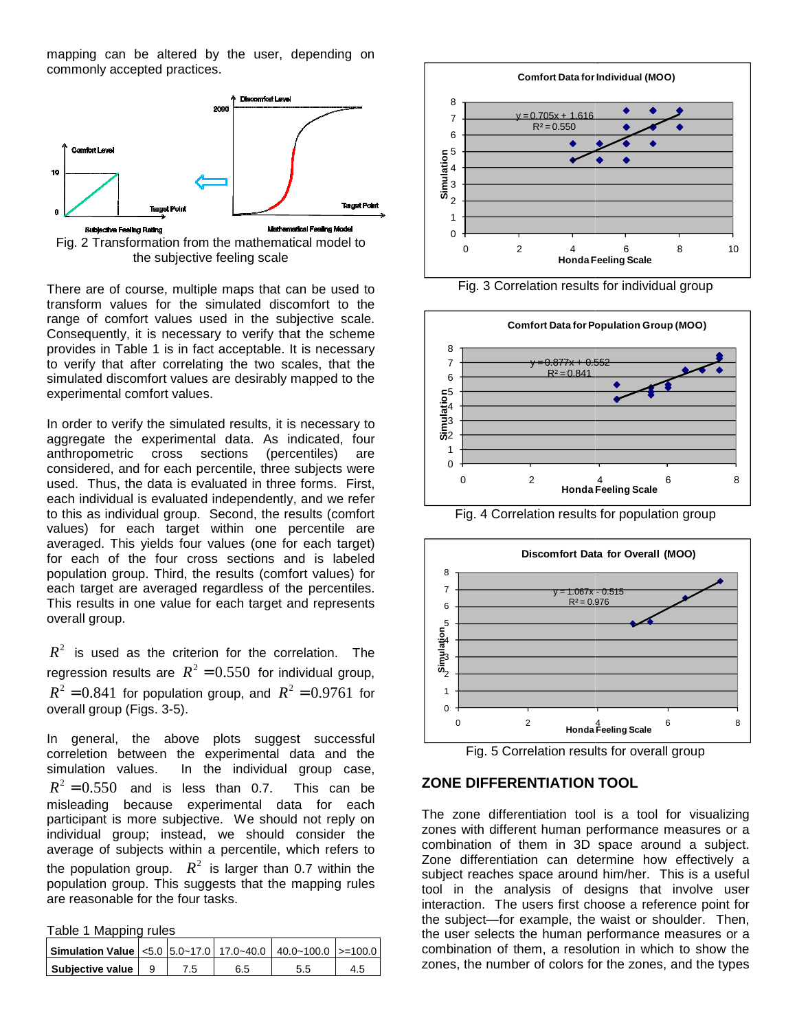mapping can be altered by the user, depending on commonly accepted practices.

Fig. 2 Transformation from the mathematical model to the subjective feeling scale

There are of course, multiple maps that can be used to transform values for the simulated discomfort to the range of comfort values used in the subjective scale. Consequently, it is necessary to verify that the scheme provides in Table 1 is in fact acceptable. It is necessary to verify that after correlating the two scales, that the simulated discomfort values are desirably mapped to the experimental comfort values.

In order to verify the simulated results, it is necessary to aggregate the experimental data. As indicated, four anthropometric cross sections (percentiles) are considered, and for each percentile, three subjects were used. Thus, the data is evaluated in three forms. First, each individual is evaluated independently, and we refer to this as individual group. Second, the results (comfort values) for each target within one percentile are averaged. This yields four values (one for each target) for each of the four cross sections and is labeled population group. Third, the results (comfort values) for each target are averaged regardless of the percentiles. This results in one value for each target and represents overall group.

$R^2$ is used as the criterion for the correlation. The regression results are $R^2 = 0.550$ for individual group, $R^2 = 0.841$ for population group, and $R^2 = 0.9761$ for overall group (Figs. 3-5).

In general, the above plots suggest successful correletion between the experimental data and the simulation values. In the individual group case, $R^2 = 0.550$ and is less than 0.7. This can be misleading because experimental data for each participant is more subjective. We should not reply on individual group; instead, we should consider the average of subjects within a percentile, which refers to the population group. $R^2$ is larger than 0.7 within the population group. This suggests that the mapping rules are reasonable for the four tasks.

Table 1 Mapping rules

| **Simulation Value** | <5.0 | 5.0~17.0 | 17.0~40.0 | 40.0~100.0 | >=100.0 |
|---|---|---|---|---|---|
| **Subjective value** | 9 | 7.5 | 6.5 | 5.5 | 4.5 |

Fig. 3 Correlation results for individual group

Fig. 4 Correlation results for population group

Fig. 5 Correlation results for overall group

## ZONE DIFFERENTIATION TOOL

The zone differentiation tool is a tool for visualizing zones with different human performance measures or a combination of them in 3D space around a subject. Zone differentiation can determine how effectively a subject reaches space around him/her. This is a useful tool in the analysis of designs that involve user interaction. The users first choose a reference point for the subject—for example, the waist or shoulder. Then, the user selects the human performance measures or a combination of them, a resolution in which to show the zones, the number of colors for the zones, and the types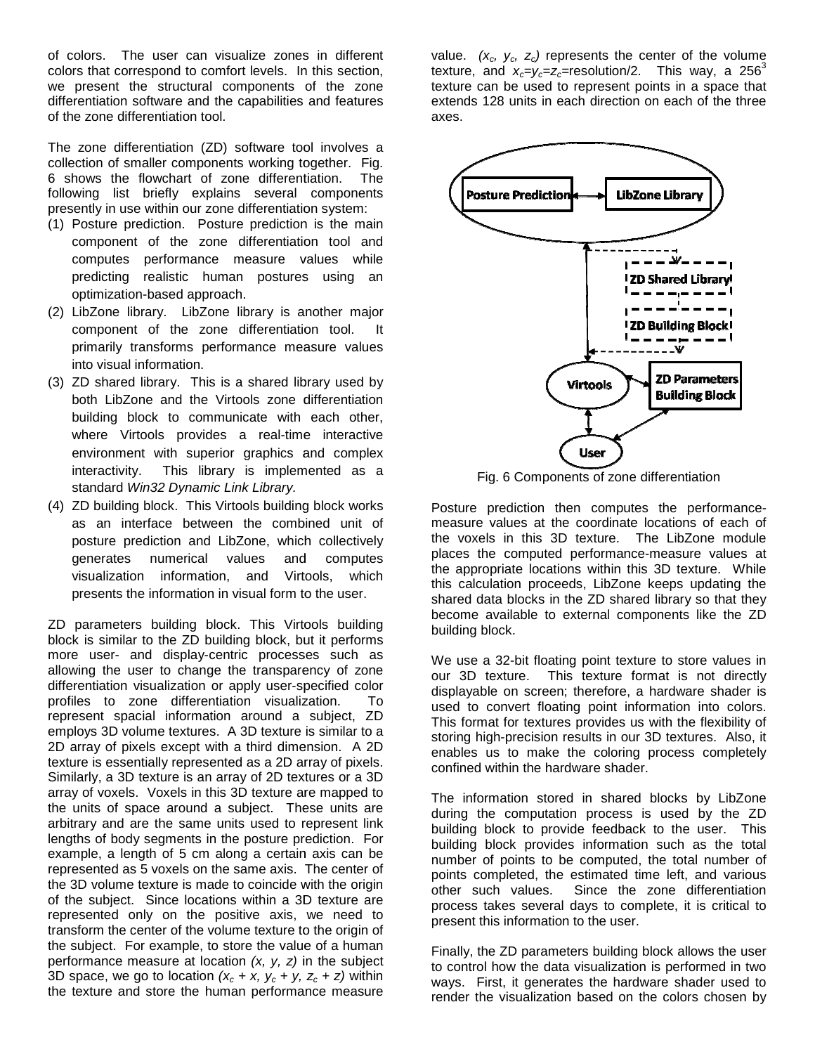of colors. The user can visualize zones in different colors that correspond to comfort levels. In this section, we present the structural components of the zone differentiation software and the capabilities and features of the zone differentiation tool.

The zone differentiation (ZD) software tool involves a collection of smaller components working together. Fig. 6 shows the flowchart of zone differentiation. The following list briefly explains several components presently in use within our zone differentiation system:

(1) Posture prediction. Posture prediction is the main component of the zone differentiation tool and computes performance measure values while predicting realistic human postures using an optimization-based approach.
(2) LibZone library. LibZone library is another major component of the zone differentiation tool. It primarily transforms performance measure values into visual information.
(3) ZD shared library. This is a shared library used by both LibZone and the Virtools zone differentiation building block to communicate with each other, where Virtools provides a real-time interactive environment with superior graphics and complex interactivity. This library is implemented as a standard *Win32 Dynamic Link Library.*
(4) ZD building block. This Virtools building block works as an interface between the combined unit of posture prediction and LibZone, which collectively generates numerical values and computes visualization information, and Virtools, which presents the information in visual form to the user.

ZD parameters building block. This Virtools building block is similar to the ZD building block, but it performs more user- and display-centric processes such as allowing the user to change the transparency of zone differentiation visualization or apply user-specified color profiles to zone differentiation visualization. To represent spacial information around a subject, ZD employs 3D volume textures. A 3D texture is similar to a 2D array of pixels except with a third dimension. A 2D texture is essentially represented as a 2D array of pixels. Similarly, a 3D texture is an array of 2D textures or a 3D array of voxels. Voxels in this 3D texture are mapped to the units of space around a subject. These units are arbitrary and are the same units used to represent link lengths of body segments in the posture prediction. For example, a length of 5 cm along a certain axis can be represented as 5 voxels on the same axis. The center of the 3D volume texture is made to coincide with the origin of the subject. Since locations within a 3D texture are represented only on the positive axis, we need to transform the center of the volume texture to the origin of the subject. For example, to store the value of a human performance measure at location $(x, y, z)$ in the subject 3D space, we go to location $(x_c + x, y_c + y, z_c + z)$ within the texture and store the human performance measure value. $(x_c, y_c, z_c)$ represents the center of the volume texture, and $x_c=y_c=z_c$=resolution/2. This way, a $256^3$ texture can be used to represent points in a space that extends 128 units in each direction on each of the three axes.

Fig. 6 Components of zone differentiation

Posture prediction then computes the performance-measure values at the coordinate locations of each of the voxels in this 3D texture. The LibZone module places the computed performance-measure values at the appropriate locations within this 3D texture. While this calculation proceeds, LibZone keeps updating the shared data blocks in the ZD shared library so that they become available to external components like the ZD building block.

We use a 32-bit floating point texture to store values in our 3D texture. This texture format is not directly displayable on screen; therefore, a hardware shader is used to convert floating point information into colors. This format for textures provides us with the flexibility of storing high-precision results in our 3D textures. Also, it enables us to make the coloring process completely confined within the hardware shader.

The information stored in shared blocks by LibZone during the computation process is used by the ZD building block to provide feedback to the user. This building block provides information such as the total number of points to be computed, the total number of points completed, the estimated time left, and various other such values. Since the zone differentiation process takes several days to complete, it is critical to present this information to the user.

Finally, the ZD parameters building block allows the user to control how the data visualization is performed in two ways. First, it generates the hardware shader used to render the visualization based on the colors chosen by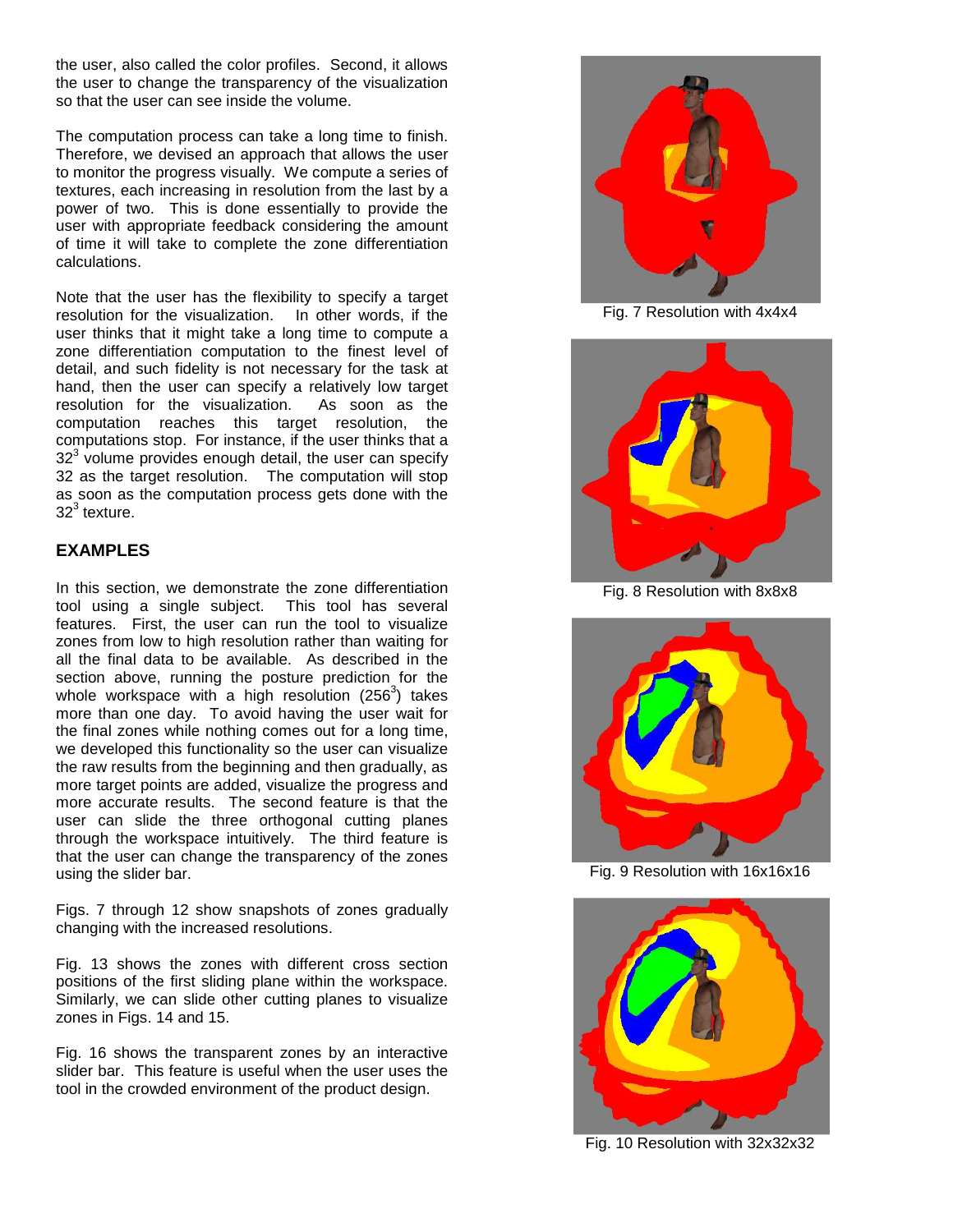the user, also called the color profiles. Second, it allows the user to change the transparency of the visualization so that the user can see inside the volume.

The computation process can take a long time to finish. Therefore, we devised an approach that allows the user to monitor the progress visually. We compute a series of textures, each increasing in resolution from the last by a power of two. This is done essentially to provide the user with appropriate feedback considering the amount of time it will take to complete the zone differentiation calculations.

Note that the user has the flexibility to specify a target resolution for the visualization. In other words, if the user thinks that it might take a long time to compute a zone differentiation computation to the finest level of detail, and such fidelity is not necessary for the task at hand, then the user can specify a relatively low target resolution for the visualization. As soon as the computation reaches this target resolution, the computations stop. For instance, if the user thinks that a $32^3$ volume provides enough detail, the user can specify 32 as the target resolution. The computation will stop as soon as the computation process gets done with the $32^3$ texture.

## EXAMPLES

In this section, we demonstrate the zone differentiation tool using a single subject. This tool has several features. First, the user can run the tool to visualize zones from low to high resolution rather than waiting for all the final data to be available. As described in the section above, running the posture prediction for the whole workspace with a high resolution ($256^3$) takes more than one day. To avoid having the user wait for the final zones while nothing comes out for a long time, we developed this functionality so the user can visualize the raw results from the beginning and then gradually, as more target points are added, visualize the progress and more accurate results. The second feature is that the user can slide the three orthogonal cutting planes through the workspace intuitively. The third feature is that the user can change the transparency of the zones using the slider bar.

Figs. 7 through 12 show snapshots of zones gradually changing with the increased resolutions.

Fig. 13 shows the zones with different cross section positions of the first sliding plane within the workspace. Similarly, we can slide other cutting planes to visualize zones in Figs. 14 and 15.

Fig. 16 shows the transparent zones by an interactive slider bar. This feature is useful when the user uses the tool in the crowded environment of the product design.

Fig. 7 Resolution with 4x4x4

Fig. 8 Resolution with 8x8x8

Fig. 9 Resolution with 16x16x16

Fig. 10 Resolution with 32x32x32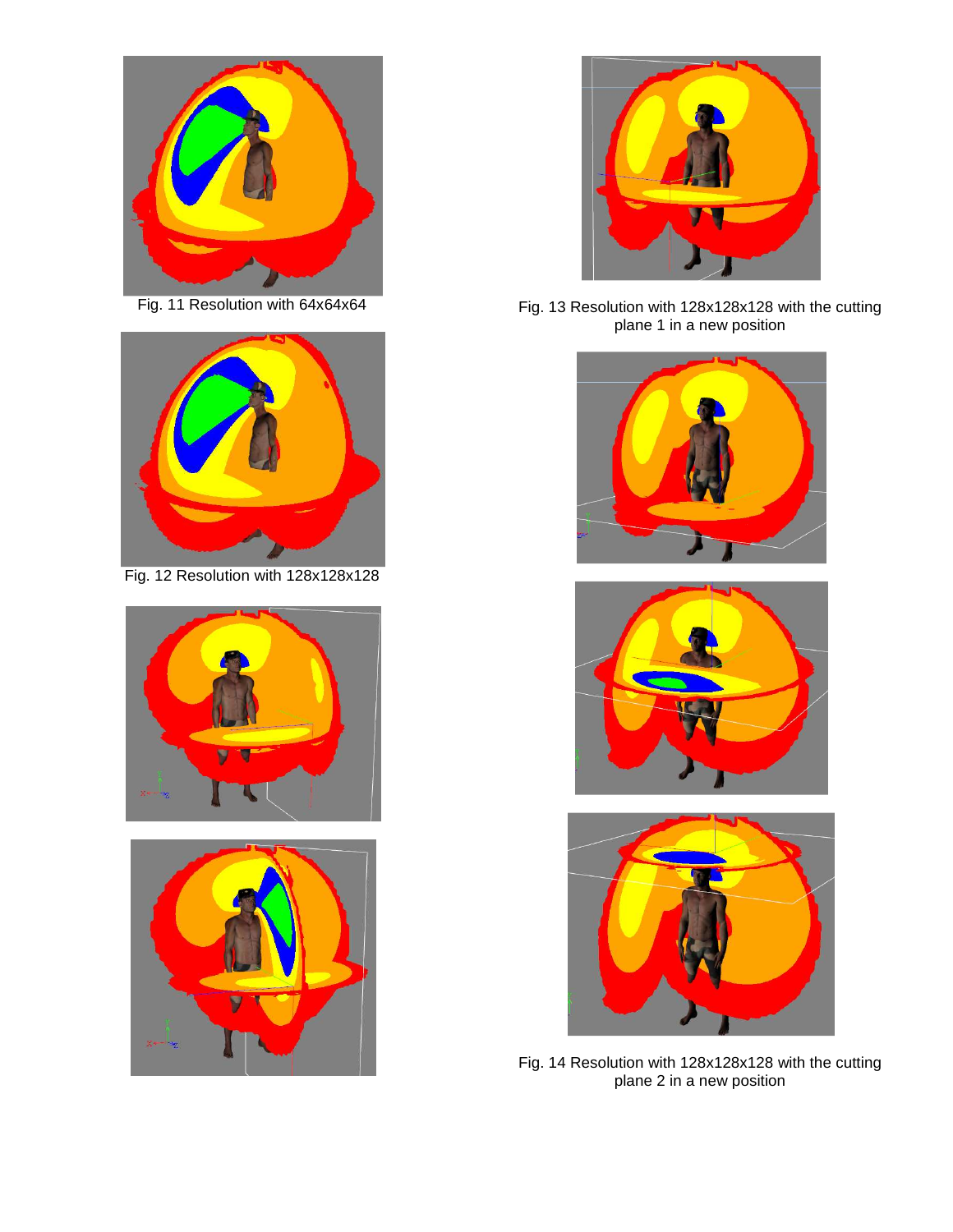Fig. 11 Resolution with 64x64x64

Fig. 12 Resolution with 128x128x128

Fig. 13 Resolution with 128x128x128 with the cutting plane 1 in a new position

Fig. 14 Resolution with 128x128x128 with the cutting plane 2 in a new position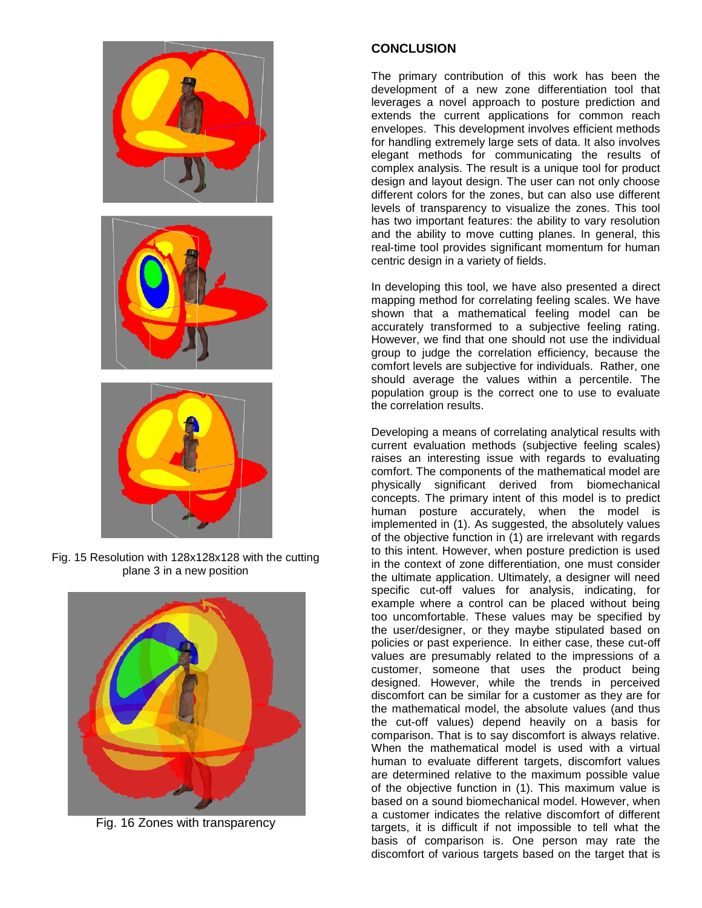Fig. 15 Resolution with 128x128x128 with the cutting plane 3 in a new position

Fig. 16 Zones with transparency

## CONCLUSION

The primary contribution of this work has been the development of a new zone differentiation tool that leverages a novel approach to posture prediction and extends the current applications for common reach envelopes. This development involves efficient methods for handling extremely large sets of data. It also involves elegant methods for communicating the results of complex analysis. The result is a unique tool for product design and layout design. The user can not only choose different colors for the zones, but can also use different levels of transparency to visualize the zones. This tool has two important features: the ability to vary resolution and the ability to move cutting planes. In general, this real-time tool provides significant momentum for human centric design in a variety of fields.

In developing this tool, we have also presented a direct mapping method for correlating feeling scales. We have shown that a mathematical feeling model can be accurately transformed to a subjective feeling rating. However, we find that one should not use the individual group to judge the correlation efficiency, because the comfort levels are subjective for individuals. Rather, one should average the values within a percentile. The population group is the correct one to use to evaluate the correlation results.

Developing a means of correlating analytical results with current evaluation methods (subjective feeling scales) raises an interesting issue with regards to evaluating comfort. The components of the mathematical model are physically significant derived from biomechanical concepts. The primary intent of this model is to predict human posture accurately, when the model is implemented in (1). As suggested, the absolutely values of the objective function in (1) are irrelevant with regards to this intent. However, when posture prediction is used in the context of zone differentiation, one must consider the ultimate application. Ultimately, a designer will need specific cut-off values for analysis, indicating, for example where a control can be placed without being too uncomfortable. These values may be specified by the user/designer, or they maybe stipulated based on policies or past experience. In either case, these cut-off values are presumably related to the impressions of a customer, someone that uses the product being designed. However, while the trends in perceived discomfort can be similar for a customer as they are for the mathematical model, the absolute values (and thus the cut-off values) depend heavily on a basis for comparison. That is to say discomfort is always relative. When the mathematical model is used with a virtual human to evaluate different targets, discomfort values are determined relative to the maximum possible value of the objective function in (1). This maximum value is based on a sound biomechanical model. However, when a customer indicates the relative discomfort of different targets, it is difficult if not impossible to tell what the basis of comparison is. One person may rate the discomfort of various targets based on the target that is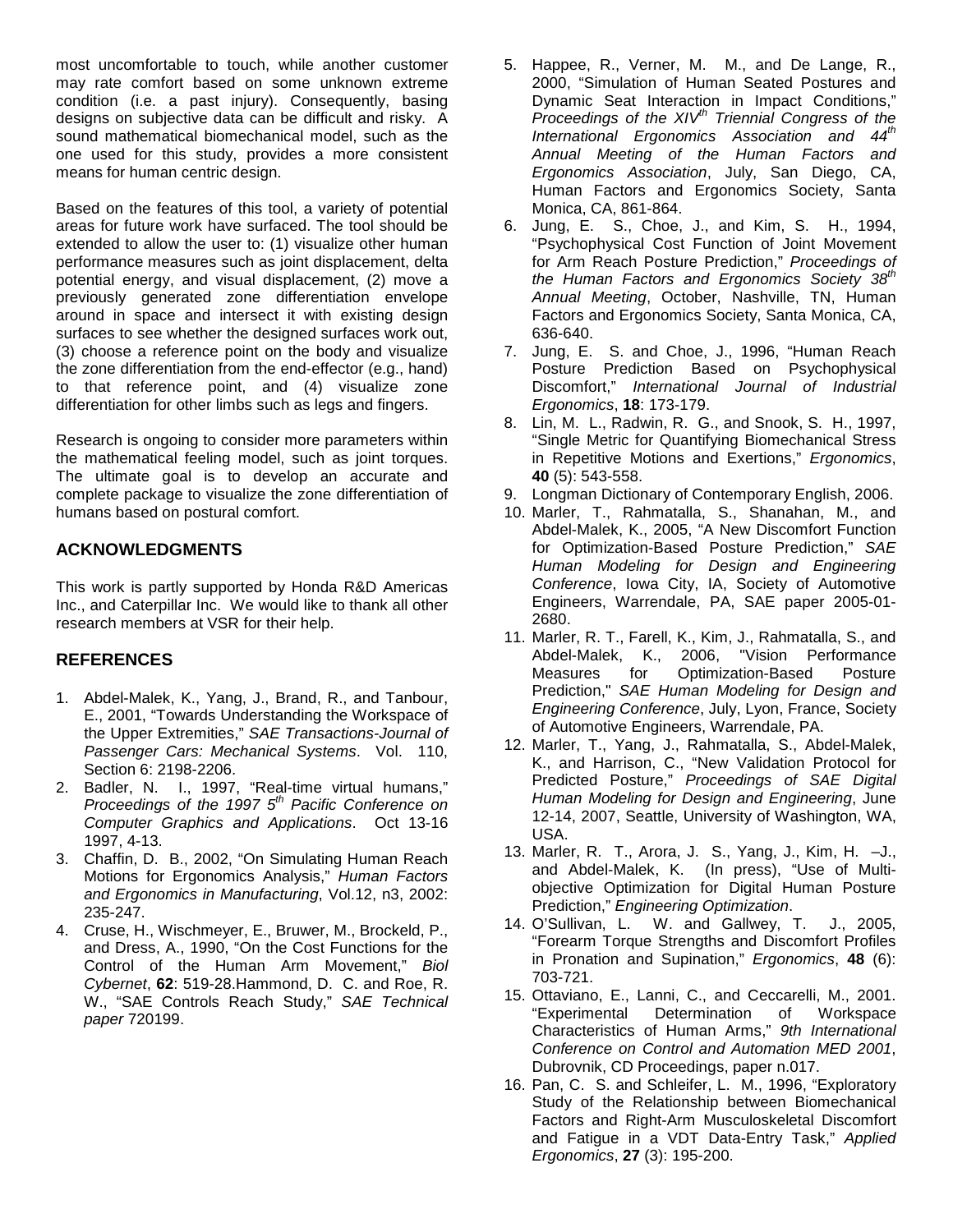most uncomfortable to touch, while another customer may rate comfort based on some unknown extreme condition (i.e. a past injury). Consequently, basing designs on subjective data can be difficult and risky. A sound mathematical biomechanical model, such as the one used for this study, provides a more consistent means for human centric design.

Based on the features of this tool, a variety of potential areas for future work have surfaced. The tool should be extended to allow the user to: (1) visualize other human performance measures such as joint displacement, delta potential energy, and visual displacement, (2) move a previously generated zone differentiation envelope around in space and intersect it with existing design surfaces to see whether the designed surfaces work out, (3) choose a reference point on the body and visualize the zone differentiation from the end-effector (e.g., hand) to that reference point, and (4) visualize zone differentiation for other limbs such as legs and fingers.

Research is ongoing to consider more parameters within the mathematical feeling model, such as joint torques. The ultimate goal is to develop an accurate and complete package to visualize the zone differentiation of humans based on postural comfort.

## ACKNOWLEDGMENTS

This work is partly supported by Honda R&D Americas Inc., and Caterpillar Inc. We would like to thank all other research members at VSR for their help.

## REFERENCES

1. Abdel-Malek, K., Yang, J., Brand, R., and Tanbour, E., 2001, "Towards Understanding the Workspace of the Upper Extremities," *SAE Transactions-Journal of Passenger Cars: Mechanical Systems*. Vol. 110, Section 6: 2198-2206.
2. Badler, N. I., 1997, "Real-time virtual humans," *Proceedings of the 1997 5th Pacific Conference on Computer Graphics and Applications*. Oct 13-16 1997, 4-13.
3. Chaffin, D. B., 2002, "On Simulating Human Reach Motions for Ergonomics Analysis," *Human Factors and Ergonomics in Manufacturing*, Vol.12, n3, 2002: 235-247.
4. Cruse, H., Wischmeyer, E., Bruwer, M., Brockeld, P., and Dress, A., 1990, "On the Cost Functions for the Control of the Human Arm Movement," *Biol Cybernet*, **62**: 519-28.Hammond, D. C. and Roe, R. W., "SAE Controls Reach Study," *SAE Technical paper* 720199.
5. Happee, R., Verner, M. M., and De Lange, R., 2000, "Simulation of Human Seated Postures and Dynamic Seat Interaction in Impact Conditions," *Proceedings of the XIVth Triennial Congress of the International Ergonomics Association and 44th Annual Meeting of the Human Factors and Ergonomics Association*, July, San Diego, CA, Human Factors and Ergonomics Society, Santa Monica, CA, 861-864.
6. Jung, E. S., Choe, J., and Kim, S. H., 1994, "Psychophysical Cost Function of Joint Movement for Arm Reach Posture Prediction," *Proceedings of the Human Factors and Ergonomics Society 38th Annual Meeting*, October, Nashville, TN, Human Factors and Ergonomics Society, Santa Monica, CA, 636-640.
7. Jung, E. S. and Choe, J., 1996, "Human Reach Posture Prediction Based on Psychophysical Discomfort," *International Journal of Industrial Ergonomics*, **18**: 173-179.
8. Lin, M. L., Radwin, R. G., and Snook, S. H., 1997, "Single Metric for Quantifying Biomechanical Stress in Repetitive Motions and Exertions," *Ergonomics*, **40** (5): 543-558.
9. Longman Dictionary of Contemporary English, 2006.
10. Marler, T., Rahmatalla, S., Shanahan, M., and Abdel-Malek, K., 2005, "A New Discomfort Function for Optimization-Based Posture Prediction," *SAE Human Modeling for Design and Engineering Conference*, Iowa City, IA, Society of Automotive Engineers, Warrendale, PA, SAE paper 2005-01-2680.
11. Marler, R. T., Farell, K., Kim, J., Rahmatalla, S., and Abdel-Malek, K., 2006, "Vision Performance Measures for Optimization-Based Posture Prediction," *SAE Human Modeling for Design and Engineering Conference*, July, Lyon, France, Society of Automotive Engineers, Warrendale, PA.
12. Marler, T., Yang, J., Rahmatalla, S., Abdel-Malek, K., and Harrison, C., "New Validation Protocol for Predicted Posture," *Proceedings of SAE Digital Human Modeling for Design and Engineering*, June 12-14, 2007, Seattle, University of Washington, WA, USA.
13. Marler, R. T., Arora, J. S., Yang, J., Kim, H. –J., and Abdel-Malek, K. (In press), "Use of Multi-objective Optimization for Digital Human Posture Prediction," *Engineering Optimization*.
14. O'Sullivan, L. W. and Gallwey, T. J., 2005, "Forearm Torque Strengths and Discomfort Profiles in Pronation and Supination," *Ergonomics*, **48** (6): 703-721.
15. Ottaviano, E., Lanni, C., and Ceccarelli, M., 2001. "Experimental Determination of Workspace Characteristics of Human Arms," *9th International Conference on Control and Automation MED 2001*, Dubrovnik, CD Proceedings, paper n.017.
16. Pan, C. S. and Schleifer, L. M., 1996, "Exploratory Study of the Relationship between Biomechanical Factors and Right-Arm Musculoskeletal Discomfort and Fatigue in a VDT Data-Entry Task," *Applied Ergonomics*, **27** (3): 195-200.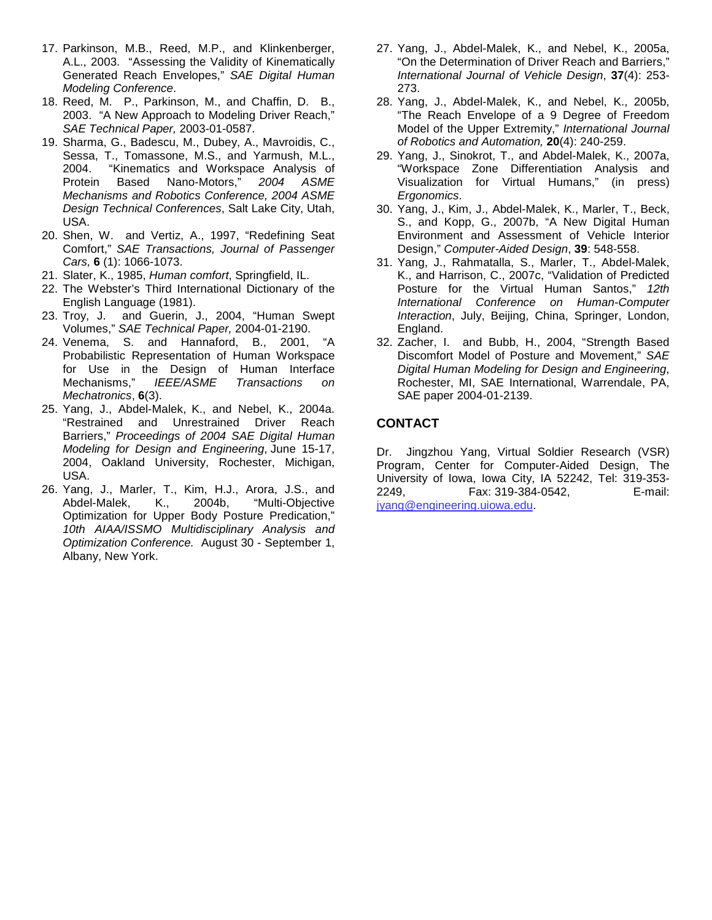17. Parkinson, M.B., Reed, M.P., and Klinkenberger, A.L., 2003. "Assessing the Validity of Kinematically Generated Reach Envelopes," *SAE Digital Human Modeling Conference*.
18. Reed, M. P., Parkinson, M., and Chaffin, D. B., 2003. "A New Approach to Modeling Driver Reach," *SAE Technical Paper,* 2003-01-0587.
19. Sharma, G., Badescu, M., Dubey, A., Mavroidis, C., Sessa, T., Tomassone, M.S., and Yarmush, M.L., 2004. "Kinematics and Workspace Analysis of Protein Based Nano-Motors," *2004 ASME Mechanisms and Robotics Conference, 2004 ASME Design Technical Conferences*, Salt Lake City, Utah, USA.
20. Shen, W. and Vertiz, A., 1997, "Redefining Seat Comfort," *SAE Transactions, Journal of Passenger Cars,* **6** (1): 1066-1073.
21. Slater, K., 1985, *Human comfort*, Springfield, IL.
22. The Webster's Third International Dictionary of the English Language (1981).
23. Troy, J. and Guerin, J., 2004, "Human Swept Volumes," *SAE Technical Paper,* 2004-01-2190.
24. Venema, S. and Hannaford, B., 2001, "A Probabilistic Representation of Human Workspace for Use in the Design of Human Interface Mechanisms," *IEEE/ASME Transactions on Mechatronics*, **6**(3).
25. Yang, J., Abdel-Malek, K., and Nebel, K., 2004a. "Restrained and Unrestrained Driver Reach Barriers," *Proceedings of 2004 SAE Digital Human Modeling for Design and Engineering*, June 15-17, 2004, Oakland University, Rochester, Michigan, USA.
26. Yang, J., Marler, T., Kim, H.J., Arora, J.S., and Abdel-Malek, K., 2004b, "Multi-Objective Optimization for Upper Body Posture Predication," *10th AIAA/ISSMO Multidisciplinary Analysis and Optimization Conference.* August 30 - September 1, Albany, New York.
27. Yang, J., Abdel-Malek, K., and Nebel, K., 2005a, "On the Determination of Driver Reach and Barriers," *International Journal of Vehicle Design*, **37**(4): 253-273.
28. Yang, J., Abdel-Malek, K., and Nebel, K., 2005b, "The Reach Envelope of a 9 Degree of Freedom Model of the Upper Extremity," *International Journal of Robotics and Automation,* **20**(4): 240-259.
29. Yang, J., Sinokrot, T., and Abdel-Malek, K., 2007a, "Workspace Zone Differentiation Analysis and Visualization for Virtual Humans," (in press) *Ergonomics*.
30. Yang, J., Kim, J., Abdel-Malek, K., Marler, T., Beck, S., and Kopp, G., 2007b, "A New Digital Human Environment and Assessment of Vehicle Interior Design," *Computer-Aided Design*, **39**: 548-558.
31. Yang, J., Rahmatalla, S., Marler, T., Abdel-Malek, K., and Harrison, C., 2007c, "Validation of Predicted Posture for the Virtual Human Santos," *12th International Conference on Human-Computer Interaction*, July, Beijing, China, Springer, London, England.
32. Zacher, I. and Bubb, H., 2004, "Strength Based Discomfort Model of Posture and Movement," *SAE Digital Human Modeling for Design and Engineering*, Rochester, MI, SAE International, Warrendale, PA, SAE paper 2004-01-2139.

## CONTACT

Dr. Jingzhou Yang, Virtual Soldier Research (VSR) Program, Center for Computer-Aided Design, The University of Iowa, Iowa City, IA 52242, Tel: 319-353-2249, Fax: 319-384-0542, E-mail: jyang@engineering.uiowa.edu.